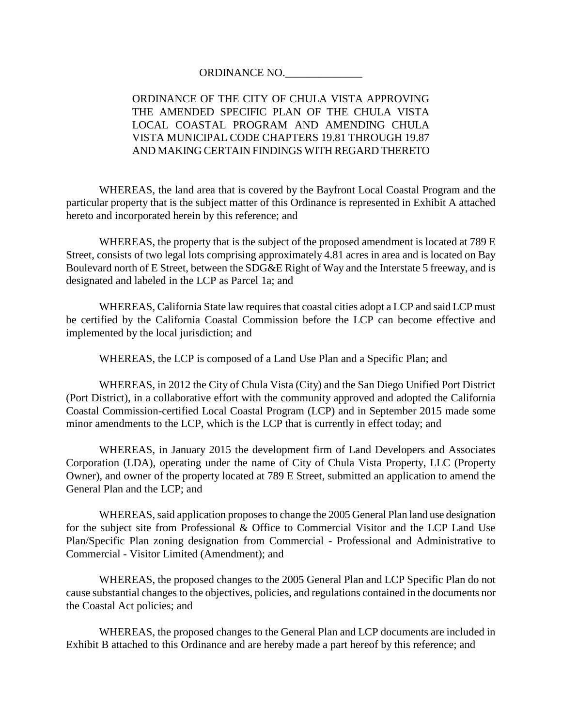ORDINANCE NO.______________

ORDINANCE OF THE CITY OF CHULA VISTA APPROVING THE AMENDED SPECIFIC PLAN OF THE CHULA VISTA LOCAL COASTAL PROGRAM AND AMENDING CHULA VISTA MUNICIPAL CODE CHAPTERS 19.81 THROUGH 19.87 AND MAKING CERTAIN FINDINGS WITH REGARD THERETO

WHEREAS, the land area that is covered by the Bayfront Local Coastal Program and the particular property that is the subject matter of this Ordinance is represented in Exhibit A attached hereto and incorporated herein by this reference; and

WHEREAS, the property that is the subject of the proposed amendment is located at 789 E Street, consists of two legal lots comprising approximately 4.81 acres in area and is located on Bay Boulevard north of E Street, between the SDG&E Right of Way and the Interstate 5 freeway, and is designated and labeled in the LCP as Parcel 1a; and

WHEREAS, California State law requires that coastal cities adopt a LCP and said LCP must be certified by the California Coastal Commission before the LCP can become effective and implemented by the local jurisdiction; and

WHEREAS, the LCP is composed of a Land Use Plan and a Specific Plan; and

WHEREAS, in 2012 the City of Chula Vista (City) and the San Diego Unified Port District (Port District), in a collaborative effort with the community approved and adopted the California Coastal Commission-certified Local Coastal Program (LCP) and in September 2015 made some minor amendments to the LCP, which is the LCP that is currently in effect today; and

WHEREAS, in January 2015 the development firm of Land Developers and Associates Corporation (LDA), operating under the name of City of Chula Vista Property, LLC (Property Owner), and owner of the property located at 789 E Street, submitted an application to amend the General Plan and the LCP; and

WHEREAS, said application proposes to change the 2005 General Plan land use designation for the subject site from Professional & Office to Commercial Visitor and the LCP Land Use Plan/Specific Plan zoning designation from Commercial - Professional and Administrative to Commercial - Visitor Limited (Amendment); and

WHEREAS, the proposed changes to the 2005 General Plan and LCP Specific Plan do not cause substantial changes to the objectives, policies, and regulations contained in the documents nor the Coastal Act policies; and

WHEREAS, the proposed changes to the General Plan and LCP documents are included in Exhibit B attached to this Ordinance and are hereby made a part hereof by this reference; and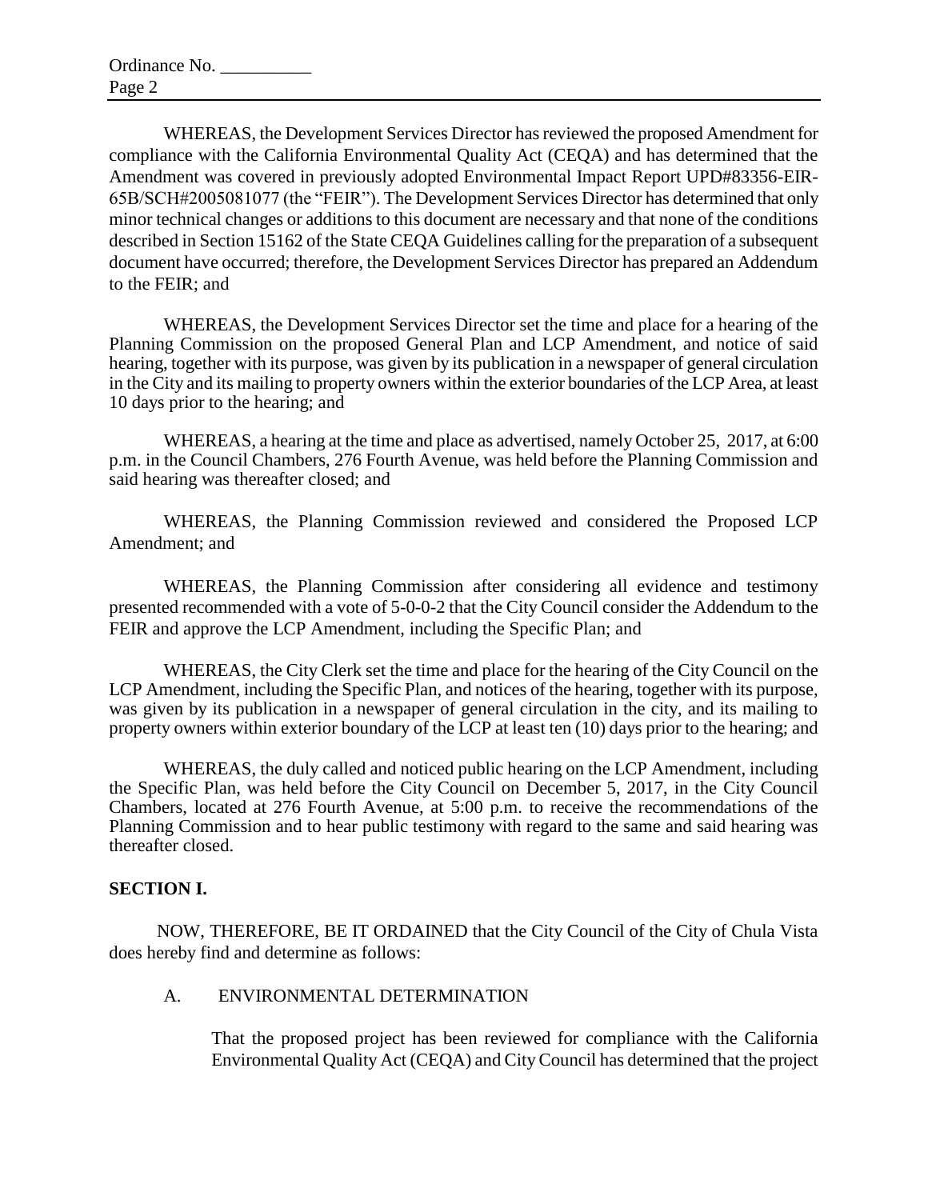WHEREAS, the Development Services Director has reviewed the proposed Amendment for compliance with the California Environmental Quality Act (CEQA) and has determined that the Amendment was covered in previously adopted Environmental Impact Report UPD#83356-EIR-65B/SCH#2005081077 (the "FEIR"). The Development Services Director has determined that only minor technical changes or additions to this document are necessary and that none of the conditions described in Section 15162 of the State CEQA Guidelines calling for the preparation of a subsequent document have occurred; therefore, the Development Services Director has prepared an Addendum to the FEIR; and

WHEREAS, the Development Services Director set the time and place for a hearing of the Planning Commission on the proposed General Plan and LCP Amendment, and notice of said hearing, together with its purpose, was given by its publication in a newspaper of general circulation in the City and its mailing to property owners within the exterior boundaries of the LCP Area, at least 10 days prior to the hearing; and

WHEREAS, a hearing at the time and place as advertised, namely October 25, 2017, at 6:00 p.m. in the Council Chambers, 276 Fourth Avenue, was held before the Planning Commission and said hearing was thereafter closed; and

WHEREAS, the Planning Commission reviewed and considered the Proposed LCP Amendment; and

WHEREAS, the Planning Commission after considering all evidence and testimony presented recommended with a vote of 5-0-0-2 that the City Council consider the Addendum to the FEIR and approve the LCP Amendment, including the Specific Plan; and

WHEREAS, the City Clerk set the time and place for the hearing of the City Council on the LCP Amendment, including the Specific Plan, and notices of the hearing, together with its purpose, was given by its publication in a newspaper of general circulation in the city, and its mailing to property owners within exterior boundary of the LCP at least ten (10) days prior to the hearing; and

WHEREAS, the duly called and noticed public hearing on the LCP Amendment, including the Specific Plan, was held before the City Council on December 5, 2017, in the City Council Chambers, located at 276 Fourth Avenue, at 5:00 p.m. to receive the recommendations of the Planning Commission and to hear public testimony with regard to the same and said hearing was thereafter closed.

**SECTION I.**

NOW, THEREFORE, BE IT ORDAINED that the City Council of the City of Chula Vista does hereby find and determine as follows:

A. ENVIRONMENTAL DETERMINATION

That the proposed project has been reviewed for compliance with the California Environmental Quality Act (CEQA) and City Council has determined that the project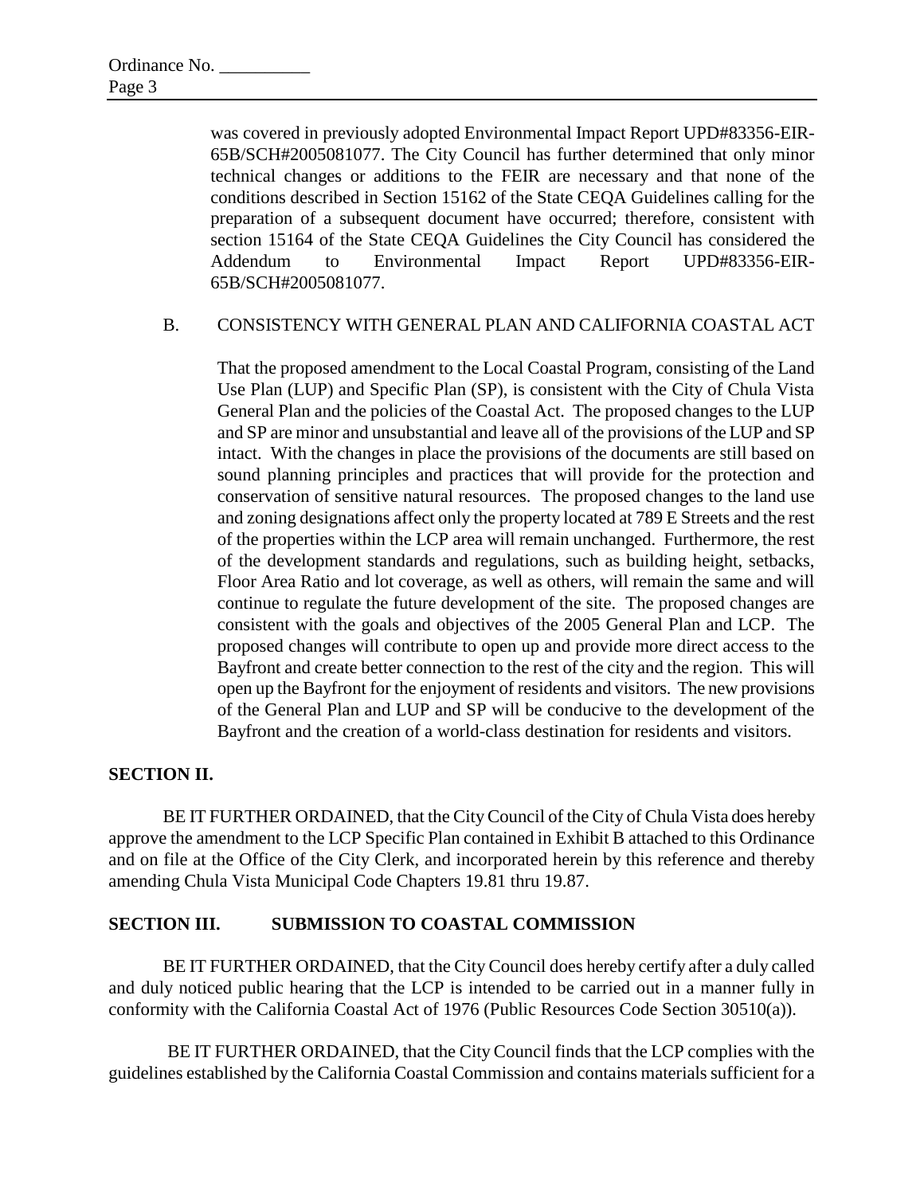was covered in previously adopted Environmental Impact Report UPD#83356-EIR-65B/SCH#2005081077. The City Council has further determined that only minor technical changes or additions to the FEIR are necessary and that none of the conditions described in Section 15162 of the State CEQA Guidelines calling for the preparation of a subsequent document have occurred; therefore, consistent with section 15164 of the State CEQA Guidelines the City Council has considered the Addendum to Environmental Impact Report UPD#83356-EIR-65B/SCH#2005081077.

B. CONSISTENCY WITH GENERAL PLAN AND CALIFORNIA COASTAL ACT

That the proposed amendment to the Local Coastal Program, consisting of the Land Use Plan (LUP) and Specific Plan (SP), is consistent with the City of Chula Vista General Plan and the policies of the Coastal Act. The proposed changes to the LUP and SP are minor and unsubstantial and leave all of the provisions of the LUP and SP intact. With the changes in place the provisions of the documents are still based on sound planning principles and practices that will provide for the protection and conservation of sensitive natural resources. The proposed changes to the land use and zoning designations affect only the property located at 789 E Streets and the rest of the properties within the LCP area will remain unchanged. Furthermore, the rest of the development standards and regulations, such as building height, setbacks, Floor Area Ratio and lot coverage, as well as others, will remain the same and will continue to regulate the future development of the site. The proposed changes are consistent with the goals and objectives of the 2005 General Plan and LCP. The proposed changes will contribute to open up and provide more direct access to the Bayfront and create better connection to the rest of the city and the region. This will open up the Bayfront for the enjoyment of residents and visitors. The new provisions of the General Plan and LUP and SP will be conducive to the development of the Bayfront and the creation of a world-class destination for residents and visitors.

**SECTION II.**

BE IT FURTHER ORDAINED, that the City Council of the City of Chula Vista does hereby approve the amendment to the LCP Specific Plan contained in Exhibit B attached to this Ordinance and on file at the Office of the City Clerk, and incorporated herein by this reference and thereby amending Chula Vista Municipal Code Chapters 19.81 thru 19.87.

**SECTION III. SUBMISSION TO COASTAL COMMISSION**

BE IT FURTHER ORDAINED, that the City Council does hereby certify after a duly called and duly noticed public hearing that the LCP is intended to be carried out in a manner fully in conformity with the California Coastal Act of 1976 (Public Resources Code Section 30510(a)).

BE IT FURTHER ORDAINED, that the City Council finds that the LCP complies with the guidelines established by the California Coastal Commission and contains materials sufficient for a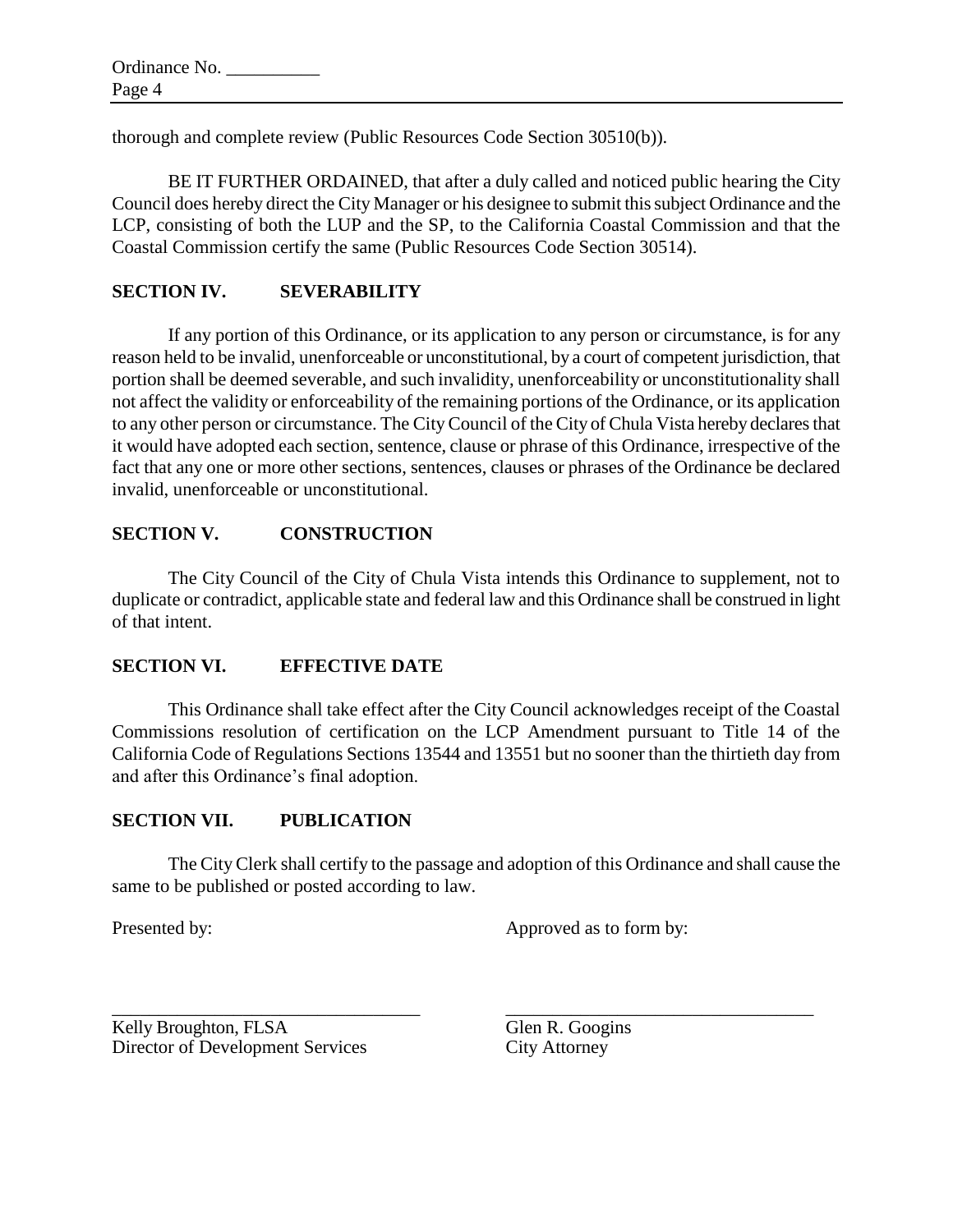thorough and complete review (Public Resources Code Section 30510(b)).

BE IT FURTHER ORDAINED, that after a duly called and noticed public hearing the City Council does hereby direct the City Manager or his designee to submit this subject Ordinance and the LCP, consisting of both the LUP and the SP, to the California Coastal Commission and that the Coastal Commission certify the same (Public Resources Code Section 30514).

## SECTION IV. SEVERABILITY

If any portion of this Ordinance, or its application to any person or circumstance, is for any reason held to be invalid, unenforceable or unconstitutional, by a court of competent jurisdiction, that portion shall be deemed severable, and such invalidity, unenforceability or unconstitutionality shall not affect the validity or enforceability of the remaining portions of the Ordinance, or its application to any other person or circumstance. The City Council of the City of Chula Vista hereby declares that it would have adopted each section, sentence, clause or phrase of this Ordinance, irrespective of the fact that any one or more other sections, sentences, clauses or phrases of the Ordinance be declared invalid, unenforceable or unconstitutional.

## SECTION V. CONSTRUCTION

The City Council of the City of Chula Vista intends this Ordinance to supplement, not to duplicate or contradict, applicable state and federal law and this Ordinance shall be construed in light of that intent.

## SECTION VI. EFFECTIVE DATE

This Ordinance shall take effect after the City Council acknowledges receipt of the Coastal Commissions resolution of certification on the LCP Amendment pursuant to Title 14 of the California Code of Regulations Sections 13544 and 13551 but no sooner than the thirtieth day from and after this Ordinance's final adoption.

## SECTION VII. PUBLICATION

The City Clerk shall certify to the passage and adoption of this Ordinance and shall cause the same to be published or posted according to law.

| Presented by: | Approved as to form by: |
|---|---|
| \_\_\_\_\_\_\_\_\_\_\_\_\_\_\_\_\_\_\_\_\_\_\_\_\_\_\_\_\_\_\_\_ | \_\_\_\_\_\_\_\_\_\_\_\_\_\_\_\_\_\_\_\_\_\_\_\_\_\_\_\_\_\_\_\_ |
| Kelly Broughton, FLSA<br>Director of Development Services | Glen R. Googins<br>City Attorney |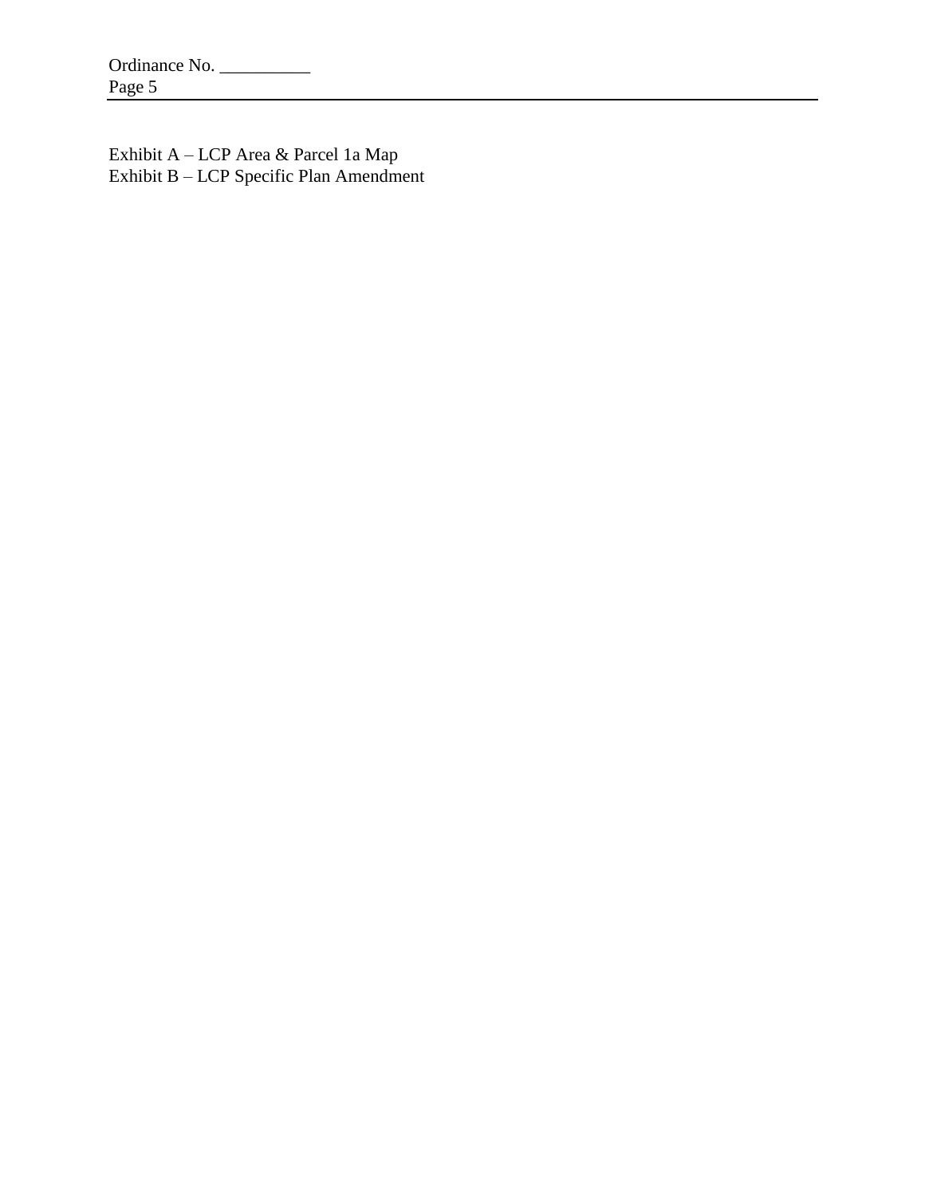Exhibit A – LCP Area & Parcel 1a Map
Exhibit B – LCP Specific Plan Amendment